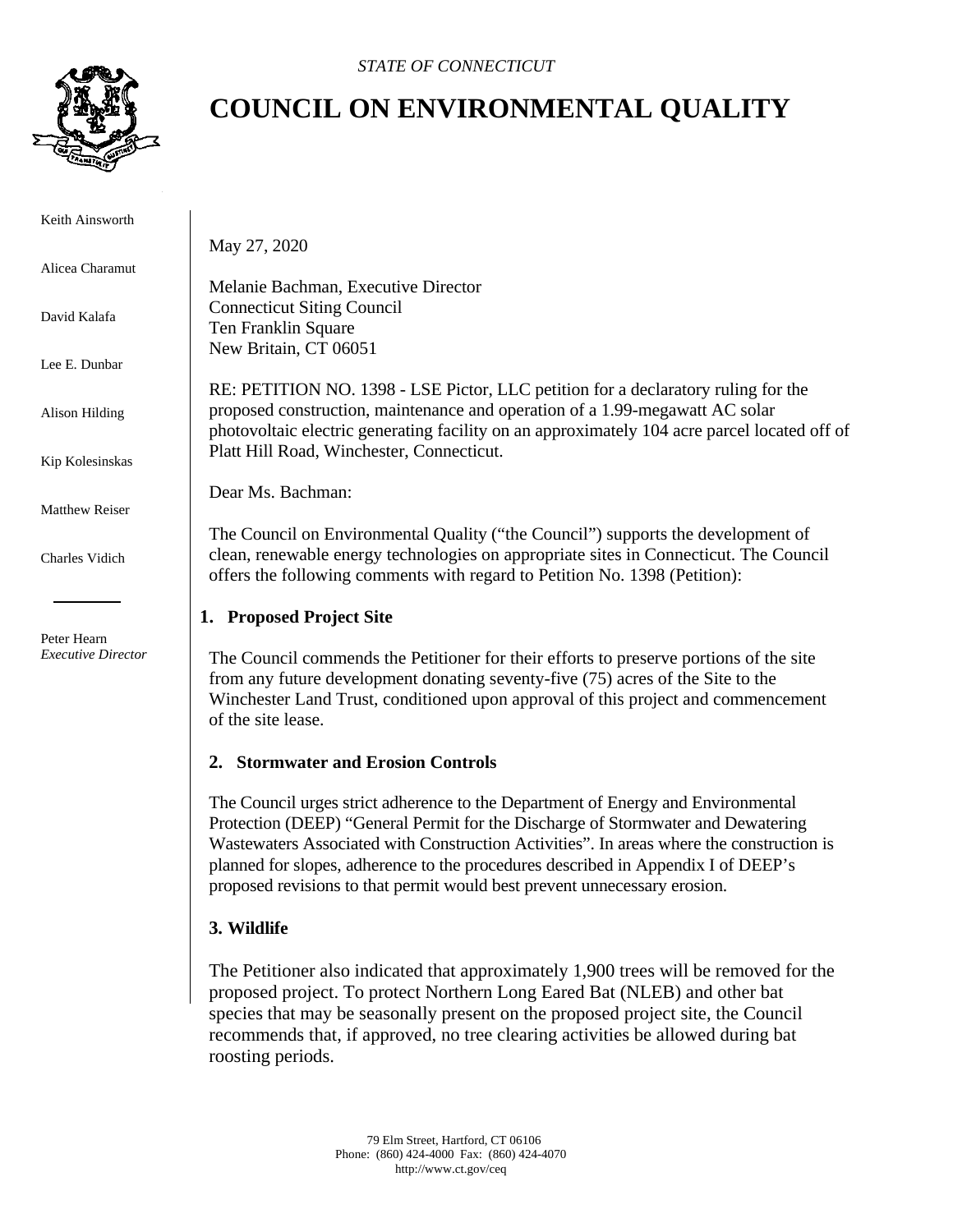*STATE OF CONNECTICUT*

# COUNCIL ON ENVIRONMENTAL QUALITY

Keith Ainsworth

Alicea Charamut

David Kalafa

Lee E. Dunbar

Alison Hilding

Kip Kolesinskas

Matthew Reiser

Charles Vidich

Peter Hearn
*Executive Director*

May 27, 2020

Melanie Bachman, Executive Director
Connecticut Siting Council
Ten Franklin Square
New Britain, CT 06051

RE: PETITION NO. 1398 - LSE Pictor, LLC petition for a declaratory ruling for the proposed construction, maintenance and operation of a 1.99-megawatt AC solar photovoltaic electric generating facility on an approximately 104 acre parcel located off of Platt Hill Road, Winchester, Connecticut.

Dear Ms. Bachman:

The Council on Environmental Quality ("the Council") supports the development of clean, renewable energy technologies on appropriate sites in Connecticut. The Council offers the following comments with regard to Petition No. 1398 (Petition):

**1. Proposed Project Site**

The Council commends the Petitioner for their efforts to preserve portions of the site from any future development donating seventy-five (75) acres of the Site to the Winchester Land Trust, conditioned upon approval of this project and commencement of the site lease.

**2. Stormwater and Erosion Controls**

The Council urges strict adherence to the Department of Energy and Environmental Protection (DEEP) "General Permit for the Discharge of Stormwater and Dewatering Wastewaters Associated with Construction Activities". In areas where the construction is planned for slopes, adherence to the procedures described in Appendix I of DEEP's proposed revisions to that permit would best prevent unnecessary erosion.

**3. Wildlife**

The Petitioner also indicated that approximately 1,900 trees will be removed for the proposed project. To protect Northern Long Eared Bat (NLEB) and other bat species that may be seasonally present on the proposed project site, the Council recommends that, if approved, no tree clearing activities be allowed during bat roosting periods.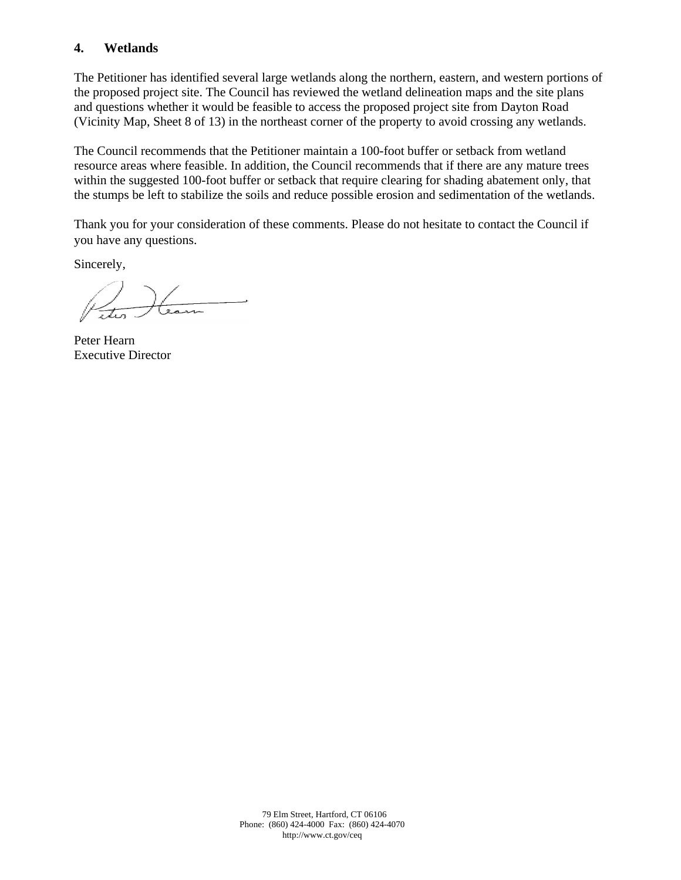## 4. Wetlands

The Petitioner has identified several large wetlands along the northern, eastern, and western portions of the proposed project site. The Council has reviewed the wetland delineation maps and the site plans and questions whether it would be feasible to access the proposed project site from Dayton Road (Vicinity Map, Sheet 8 of 13) in the northeast corner of the property to avoid crossing any wetlands.

The Council recommends that the Petitioner maintain a 100-foot buffer or setback from wetland resource areas where feasible. In addition, the Council recommends that if there are any mature trees within the suggested 100-foot buffer or setback that require clearing for shading abatement only, that the stumps be left to stabilize the soils and reduce possible erosion and sedimentation of the wetlands.

Thank you for your consideration of these comments. Please do not hesitate to contact the Council if you have any questions.

Sincerely,

Peter Hearn
Executive Director

79 Elm Street, Hartford, CT 06106
Phone: (860) 424-4000 Fax: (860) 424-4070
http://www.ct.gov/ceq